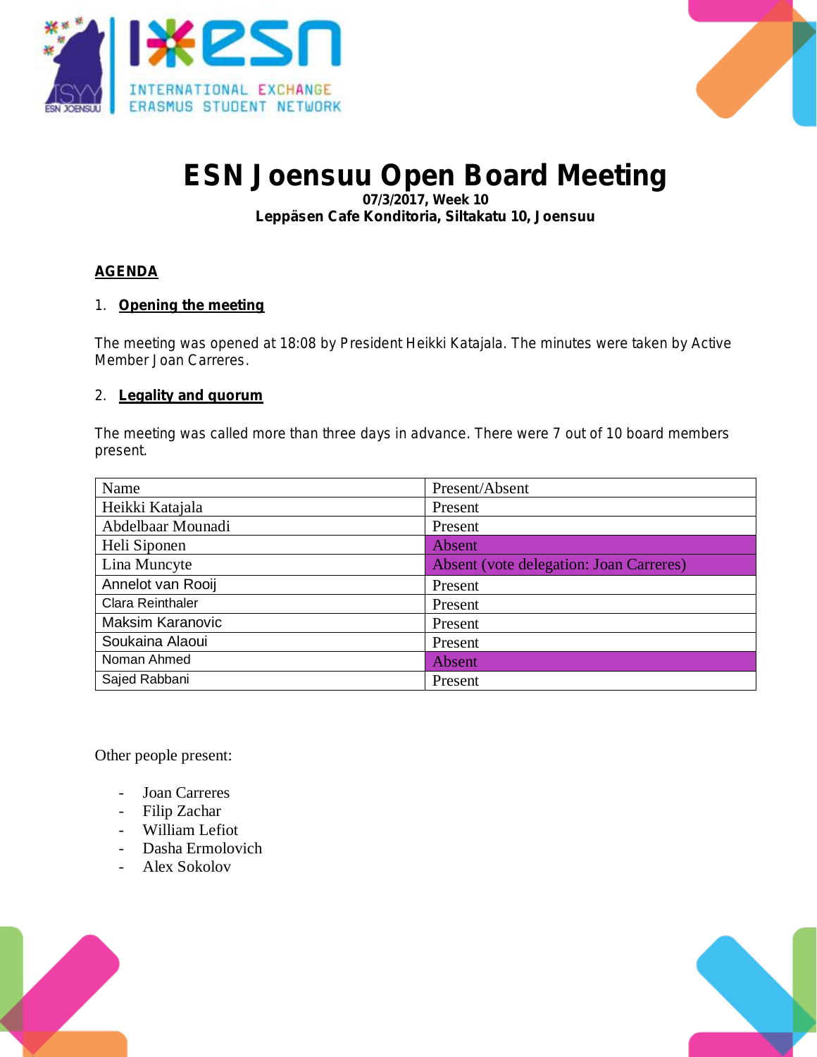# ESN Joensuu Open Board Meeting

**07/3/2017, Week 10**
**Leppäsen Cafe Konditoria, Siltakatu 10, Joensuu**

## AGENDA

### 1. Opening the meeting

The meeting was opened at 18:08 by President Heikki Katajala. The minutes were taken by Active Member Joan Carreres.

### 2. Legality and quorum

The meeting was called more than three days in advance. There were 7 out of 10 board members present.

| Name | Present/Absent |
|---|---|
| Heikki Katajala | Present |
| Abdelbaar Mounadi | Present |
| Heli Siponen | Absent |
| Lina Muncyte | Absent (vote delegation: Joan Carreres) |
| Annelot van Rooij | Present |
| Clara Reinthaler | Present |
| Maksim Karanovic | Present |
| Soukaina Alaoui | Present |
| Noman Ahmed | Absent |
| Sajed Rabbani | Present |

Other people present:

- Joan Carreres
- Filip Zachar
- William Lefiot
- Dasha Ermolovich
- Alex Sokolov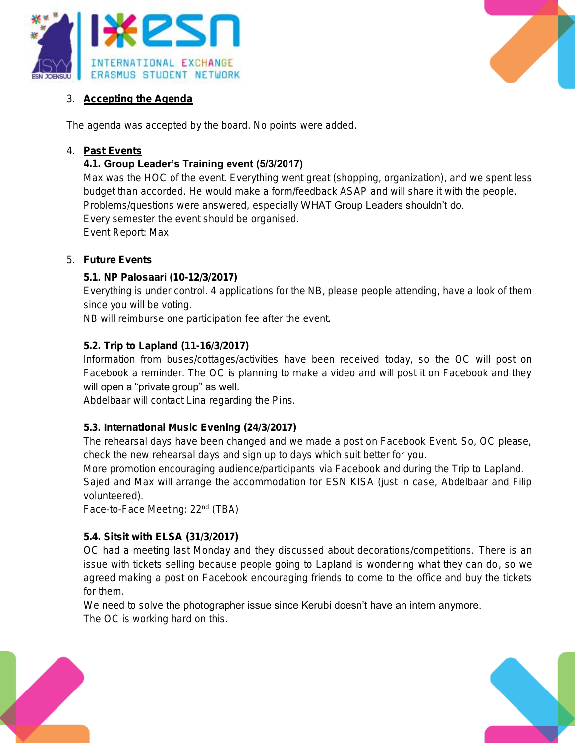3. **Accepting the Agenda**

The agenda was accepted by the board. No points were added.

4. **Past Events**

**4.1. Group Leader's Training event (5/3/2017)**

Max was the HOC of the event. Everything went great (shopping, organization), and we spent less budget than accorded. He would make a form/feedback ASAP and will share it with the people. Problems/questions were answered, especially WHAT Group Leaders shouldn't do.
Every semester the event should be organised.
Event Report: Max

5. **Future Events**

**5.1. NP Palosaari (10-12/3/2017)**

Everything is under control. 4 applications for the NB, please people attending, have a look of them since you will be voting.
NB will reimburse one participation fee after the event.

**5.2. Trip to Lapland (11-16/3/2017)**

Information from buses/cottages/activities have been received today, so the OC will post on Facebook a reminder. The OC is planning to make a video and will post it on Facebook and they will open a "private group" as well.
Abdelbaar will contact Lina regarding the Pins.

**5.3. International Music Evening (24/3/2017)**

The rehearsal days have been changed and we made a post on Facebook Event. So, OC please, check the new rehearsal days and sign up to days which suit better for you.
More promotion encouraging audience/participants via Facebook and during the Trip to Lapland.
Sajed and Max will arrange the accommodation for ESN KISA (just in case, Abdelbaar and Filip volunteered).
Face-to-Face Meeting: 22nd (TBA)

**5.4. Sitsit with ELSA (31/3/2017)**

OC had a meeting last Monday and they discussed about decorations/competitions. There is an issue with tickets selling because people going to Lapland is wondering what they can do, so we agreed making a post on Facebook encouraging friends to come to the office and buy the tickets for them.
We need to solve the photographer issue since Kerubi doesn't have an intern anymore.
The OC is working hard on this.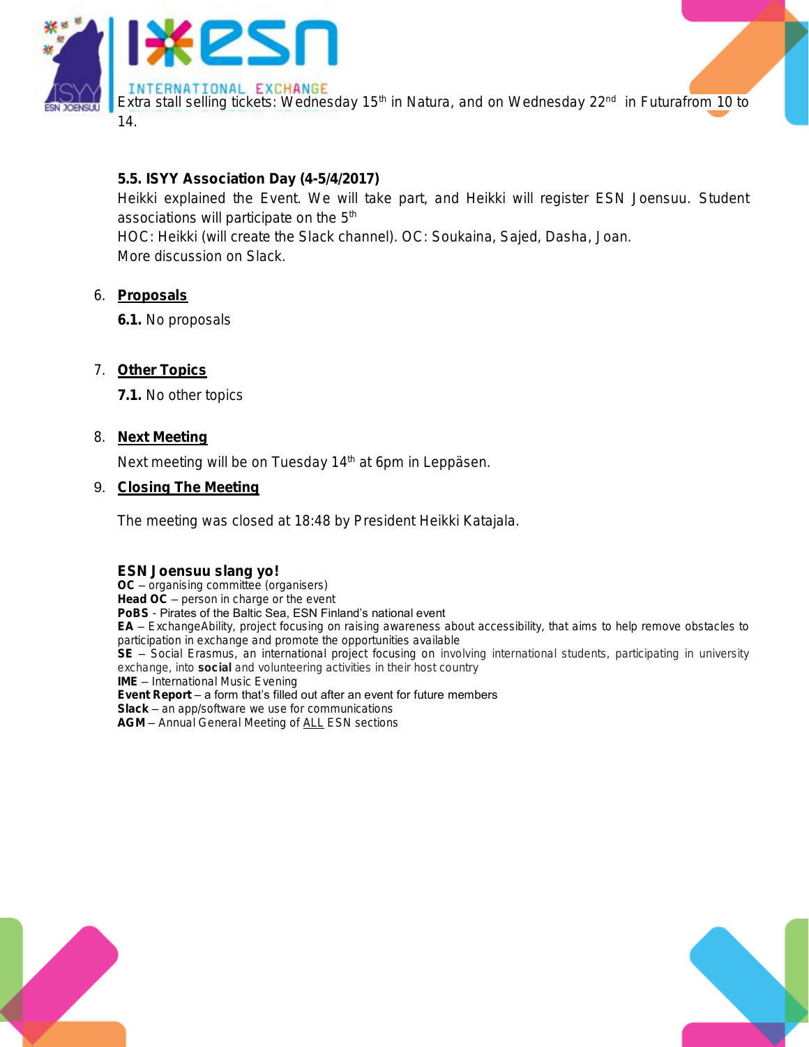Extra stall selling tickets: Wednesday 15th in Natura, and on Wednesday 22nd in Futurafrom 10 to 14.

**5.5. ISYY Association Day (4-5/4/2017)**

Heikki explained the Event. We will take part, and Heikki will register ESN Joensuu. Student associations will participate on the 5th

HOC: Heikki (will create the Slack channel). OC: Soukaina, Sajed, Dasha, Joan.

More discussion on Slack.

6. **Proposals**

   **6.1.** No proposals

7. **Other Topics**

   **7.1.** No other topics

8. **Next Meeting**

   Next meeting will be on Tuesday 14th at 6pm in Leppäsen.

9. **Closing The Meeting**

   The meeting was closed at 18:48 by President Heikki Katajala.

**ESN Joensuu slang yo!**

**OC** – organising committee (organisers)
**Head OC** – person in charge or the event
**PoBS** - Pirates of the Baltic Sea, ESN Finland's national event
**EA** – ExchangeAbility, project focusing on raising awareness about accessibility, that aims to help remove obstacles to participation in exchange and promote the opportunities available
**SE** – Social Erasmus, an international project focusing on involving international students, participating in university exchange, into **social** and volunteering activities in their host country
**IME** – International Music Evening
**Event Report** – a form that's filled out after an event for future members
**Slack** – an app/software we use for communications
**AGM** – Annual General Meeting of ALL ESN sections